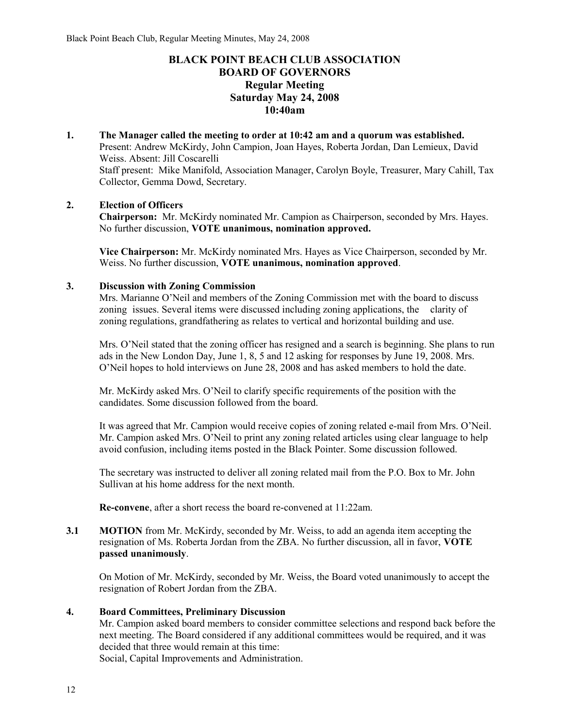# BLACK POINT BEACH CLUB ASSOCIATION
## BOARD OF GOVERNORS
### Regular Meeting
### Saturday May 24, 2008
### 10:40am

**1. The Manager called the meeting to order at 10:42 am and a quorum was established.**

Present: Andrew McKirdy, John Campion, Joan Hayes, Roberta Jordan, Dan Lemieux, David Weiss. Absent: Jill Coscarelli

Staff present: Mike Manifold, Association Manager, Carolyn Boyle, Treasurer, Mary Cahill, Tax Collector, Gemma Dowd, Secretary.

**2. Election of Officers**

**Chairperson:** Mr. McKirdy nominated Mr. Campion as Chairperson, seconded by Mrs. Hayes. No further discussion, **VOTE unanimous, nomination approved.**

**Vice Chairperson:** Mr. McKirdy nominated Mrs. Hayes as Vice Chairperson, seconded by Mr. Weiss. No further discussion, **VOTE unanimous, nomination approved**.

**3. Discussion with Zoning Commission**

Mrs. Marianne O'Neil and members of the Zoning Commission met with the board to discuss zoning issues. Several items were discussed including zoning applications, the clarity of zoning regulations, grandfathering as relates to vertical and horizontal building and use.

Mrs. O'Neil stated that the zoning officer has resigned and a search is beginning. She plans to run ads in the New London Day, June 1, 8, 5 and 12 asking for responses by June 19, 2008. Mrs. O'Neil hopes to hold interviews on June 28, 2008 and has asked members to hold the date.

Mr. McKirdy asked Mrs. O'Neil to clarify specific requirements of the position with the candidates. Some discussion followed from the board.

It was agreed that Mr. Campion would receive copies of zoning related e-mail from Mrs. O'Neil. Mr. Campion asked Mrs. O'Neil to print any zoning related articles using clear language to help avoid confusion, including items posted in the Black Pointer. Some discussion followed.

The secretary was instructed to deliver all zoning related mail from the P.O. Box to Mr. John Sullivan at his home address for the next month.

**Re-convene**, after a short recess the board re-convened at 11:22am.

**3.1 MOTION** from Mr. McKirdy, seconded by Mr. Weiss, to add an agenda item accepting the resignation of Ms. Roberta Jordan from the ZBA. No further discussion, all in favor, **VOTE passed unanimously**.

On Motion of Mr. McKirdy, seconded by Mr. Weiss, the Board voted unanimously to accept the resignation of Robert Jordan from the ZBA.

**4. Board Committees, Preliminary Discussion**

Mr. Campion asked board members to consider committee selections and respond back before the next meeting. The Board considered if any additional committees would be required, and it was decided that three would remain at this time:

Social, Capital Improvements and Administration.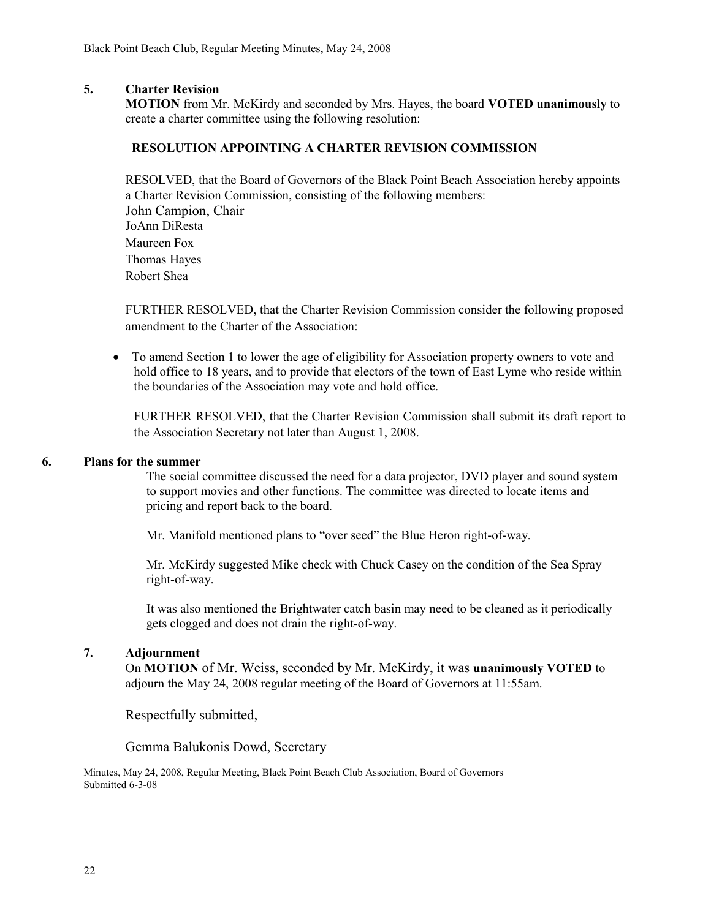5. **Charter Revision**

**MOTION** from Mr. McKirdy and seconded by Mrs. Hayes, the board **VOTED unanimously** to create a charter committee using the following resolution:

**RESOLUTION APPOINTING A CHARTER REVISION COMMISSION**

RESOLVED, that the Board of Governors of the Black Point Beach Association hereby appoints a Charter Revision Commission, consisting of the following members:

John Campion, Chair
JoAnn DiResta
Maureen Fox
Thomas Hayes
Robert Shea

FURTHER RESOLVED, that the Charter Revision Commission consider the following proposed amendment to the Charter of the Association:

- To amend Section 1 to lower the age of eligibility for Association property owners to vote and hold office to 18 years, and to provide that electors of the town of East Lyme who reside within the boundaries of the Association may vote and hold office.

FURTHER RESOLVED, that the Charter Revision Commission shall submit its draft report to the Association Secretary not later than August 1, 2008.

6. **Plans for the summer**

The social committee discussed the need for a data projector, DVD player and sound system to support movies and other functions. The committee was directed to locate items and pricing and report back to the board.

Mr. Manifold mentioned plans to "over seed" the Blue Heron right-of-way.

Mr. McKirdy suggested Mike check with Chuck Casey on the condition of the Sea Spray right-of-way.

It was also mentioned the Brightwater catch basin may need to be cleaned as it periodically gets clogged and does not drain the right-of-way.

7. **Adjournment**

On **MOTION** of Mr. Weiss, seconded by Mr. McKirdy, it was **unanimously VOTED** to adjourn the May 24, 2008 regular meeting of the Board of Governors at 11:55am.

Respectfully submitted,

Gemma Balukonis Dowd, Secretary

Minutes, May 24, 2008, Regular Meeting, Black Point Beach Club Association, Board of Governors
Submitted 6-3-08